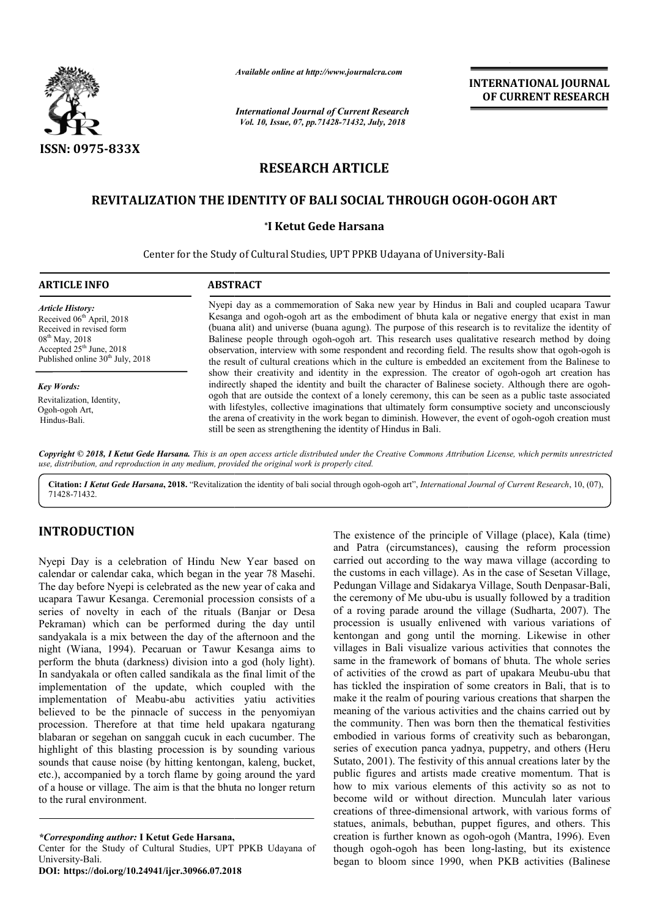ISSN: 0975-833X

*Available online at http://www.journalcra.com*

*International Journal of Current Research*
*Vol. 10, Issue, 07, pp.71428-71432, July, 2018*

**INTERNATIONAL JOURNAL OF CURRENT RESEARCH**

# RESEARCH ARTICLE

## REVITALIZATION THE IDENTITY OF BALI SOCIAL THROUGH OGOH-OGOH ART

**\*I Ketut Gede Harsana**

Center for the Study of Cultural Studies, UPT PPKB Udayana of University-Bali

### ARTICLE INFO

*Article History:*
Received 06th April, 2018
Received in revised form 08th May, 2018
Accepted 25th June, 2018
Published online 30th July, 2018

*Key Words:*
Revitalization, Identity, Ogoh-ogoh Art, Hindus-Bali.

### ABSTRACT

Nyepi day as a commemoration of Saka new year by Hindus in Bali and coupled ucapara Tawur Kesanga and ogoh-ogoh art as the embodiment of bhuta kala or negative energy that exist in man (buana alit) and universe (buana agung). The purpose of this research is to revitalize the identity of Balinese people through ogoh-ogoh art. This research uses qualitative research method by doing observation, interview with some respondent and recording field. The results show that ogoh-ogoh is the result of cultural creations which in the culture is embedded an excitement from the Balinese to show their creativity and identity in the expression. The creator of ogoh-ogoh art creation has indirectly shaped the identity and built the character of Balinese society. Although there are ogoh-ogoh that are outside the context of a lonely ceremony, this can be seen as a public taste associated with lifestyles, collective imaginations that ultimately form consumptive society and unconsciously the arena of creativity in the work began to diminish. However, the event of ogoh-ogoh creation must still be seen as strengthening the identity of Hindus in Bali.

***Copyright © 2018, I Ketut Gede Harsana.*** *This is an open access article distributed under the Creative Commons Attribution License, which permits unrestricted use, distribution, and reproduction in any medium, provided the original work is properly cited.*

**Citation:** ***I Ketut Gede Harsana*, 2018.** "Revitalization the identity of bali social through ogoh-ogoh art", *International Journal of Current Research*, 10, (07), 71428-71432.

## INTRODUCTION

Nyepi Day is a celebration of Hindu New Year based on calendar or calendar caka, which began in the year 78 Masehi. The day before Nyepi is celebrated as the new year of caka and ucapara Tawur Kesanga. Ceremonial procession consists of a series of novelty in each of the rituals (Banjar or Desa Pekraman) which can be performed during the day until sandyakala is a mix between the day of the afternoon and the night (Wiana, 1994). Pecaruan or Tawur Kesanga aims to perform the bhuta (darkness) division into a god (holy light). In sandyakala or often called sandikala as the final limit of the implementation of the update, which coupled with the implementation of Meabu-abu activities yatiu activities believed to be the pinnacle of success in the penyomiyan procession. Therefore at that time held upakara ngaturang blabaran or segehan on sanggah cucuk in each cucumber. The highlight of this blasting procession is by sounding various sounds that cause noise (by hitting kentongan, kaleng, bucket, etc.), accompanied by a torch flame by going around the yard of a house or village. The aim is that the bhuta no longer return to the rural environment.

The existence of the principle of Village (place), Kala (time) and Patra (circumstances), causing the reform procession carried out according to the way mawa village (according to the customs in each village). As in the case of Sesetan Village, Pedungan Village and Sidakarya Village, South Denpasar-Bali, the ceremony of Me ubu-ubu is usually followed by a tradition of a roving parade around the village (Sudharta, 2007). The procession is usually enlivened with various variations of kentongan and gong until the morning. Likewise in other villages in Bali visualize various activities that connotes the same in the framework of bomans of bhuta. The whole series of activities of the crowd as part of upakara Meubu-ubu that has tickled the inspiration of some creators in Bali, that is to make it the realm of pouring various creations that sharpen the meaning of the various activities and the chains carried out by the community. Then was born then the thematical festivities embodied in various forms of creativity such as bebarongan, series of execution panca yadnya, puppetry, and others (Heru Sutato, 2001). The festivity of this annual creations later by the public figures and artists made creative momentum. That is how to mix various elements of this activity so as not to become wild or without direction. Munculah later various creations of three-dimensional artwork, with various forms of statues, animals, bebuthan, puppet figures, and others. This creation is further known as ogoh-ogoh (Mantra, 1996). Even though ogoh-ogoh has been long-lasting, but its existence began to bloom since 1990, when PKB activities (Balinese

---

*\*Corresponding author:* **I Ketut Gede Harsana,**
Center for the Study of Cultural Studies, UPT PPKB Udayana of University-Bali.
**DOI: https://doi.org/10.24941/ijcr.30966.07.2018**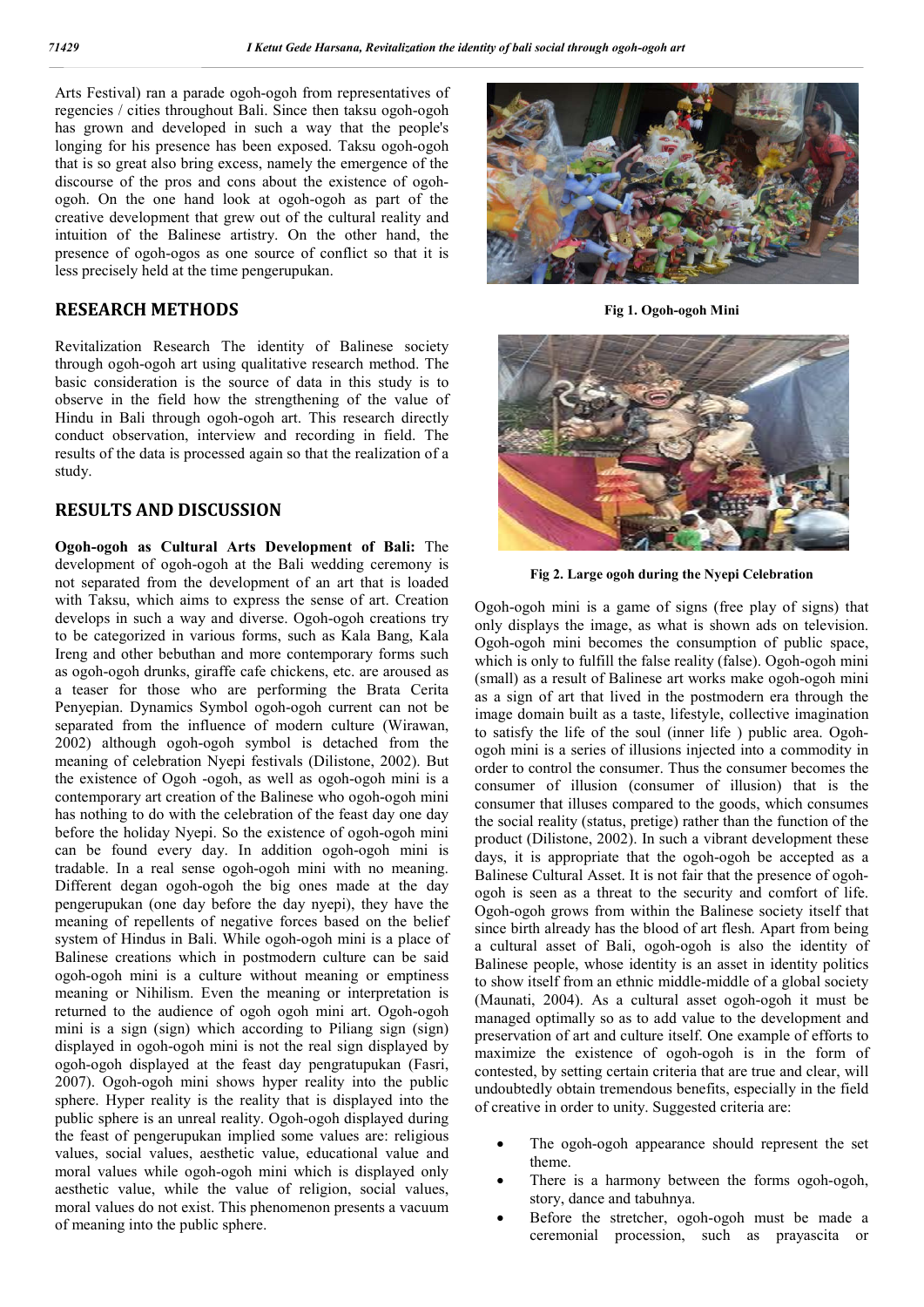Arts Festival) ran a parade ogoh-ogoh from representatives of regencies / cities throughout Bali. Since then taksu ogoh-ogoh has grown and developed in such a way that the people's longing for his presence has been exposed. Taksu ogoh-ogoh that is so great also bring excess, namely the emergence of the discourse of the pros and cons about the existence of ogoh-ogoh. On the one hand look at ogoh-ogoh as part of the creative development that grew out of the cultural reality and intuition of the Balinese artistry. On the other hand, the presence of ogoh-ogos as one source of conflict so that it is less precisely held at the time pengerupukan.

## RESEARCH METHODS

Revitalization Research The identity of Balinese society through ogoh-ogoh art using qualitative research method. The basic consideration is the source of data in this study is to observe in the field how the strengthening of the value of Hindu in Bali through ogoh-ogoh art. This research directly conduct observation, interview and recording in field. The results of the data is processed again so that the realization of a study.

## RESULTS AND DISCUSSION

**Ogoh-ogoh as Cultural Arts Development of Bali:** The development of ogoh-ogoh at the Bali wedding ceremony is not separated from the development of an art that is loaded with Taksu, which aims to express the sense of art. Creation develops in such a way and diverse. Ogoh-ogoh creations try to be categorized in various forms, such as Kala Bang, Kala Ireng and other bebuthan and more contemporary forms such as ogoh-ogoh drunks, giraffe cafe chickens, etc. are aroused as a teaser for those who are performing the Brata Cerita Penyepian. Dynamics Symbol ogoh-ogoh current can not be separated from the influence of modern culture (Wirawan, 2002) although ogoh-ogoh symbol is detached from the meaning of celebration Nyepi festivals (Dilistone, 2002). But the existence of Ogoh -ogoh, as well as ogoh-ogoh mini is a contemporary art creation of the Balinese who ogoh-ogoh mini has nothing to do with the celebration of the feast day one day before the holiday Nyepi. So the existence of ogoh-ogoh mini can be found every day. In addition ogoh-ogoh mini is tradable. In a real sense ogoh-ogoh mini with no meaning. Different degan ogoh-ogoh the big ones made at the day pengerupukan (one day before the day nyepi), they have the meaning of repellents of negative forces based on the belief system of Hindus in Bali. While ogoh-ogoh mini is a place of Balinese creations which in postmodern culture can be said ogoh-ogoh mini is a culture without meaning or emptiness meaning or Nihilism. Even the meaning or interpretation is returned to the audience of ogoh ogoh mini art. Ogoh-ogoh mini is a sign (sign) which according to Piliang sign (sign) displayed in ogoh-ogoh mini is not the real sign displayed by ogoh-ogoh displayed at the feast day pengratupukan (Fasri, 2007). Ogoh-ogoh mini shows hyper reality into the public sphere. Hyper reality is the reality that is displayed into the public sphere is an unreal reality. Ogoh-ogoh displayed during the feast of pengerupukan implied some values are: religious values, social values, aesthetic value, educational value and moral values while ogoh-ogoh mini which is displayed only aesthetic value, while the value of religion, social values, moral values do not exist. This phenomenon presents a vacuum of meaning into the public sphere.

**Fig 1. Ogoh-ogoh Mini**

**Fig 2. Large ogoh during the Nyepi Celebration**

Ogoh-ogoh mini is a game of signs (free play of signs) that only displays the image, as what is shown ads on television. Ogoh-ogoh mini becomes the consumption of public space, which is only to fulfill the false reality (false). Ogoh-ogoh mini (small) as a result of Balinese art works make ogoh-ogoh mini as a sign of art that lived in the postmodern era through the image domain built as a taste, lifestyle, collective imagination to satisfy the life of the soul (inner life ) public area. Ogoh-ogoh mini is a series of illusions injected into a commodity in order to control the consumer. Thus the consumer becomes the consumer of illusion (consumer of illusion) that is the consumer that illuses compared to the goods, which consumes the social reality (status, pretige) rather than the function of the product (Dilistone, 2002). In such a vibrant development these days, it is appropriate that the ogoh-ogoh be accepted as a Balinese Cultural Asset. It is not fair that the presence of ogoh-ogoh is seen as a threat to the security and comfort of life. Ogoh-ogoh grows from within the Balinese society itself that since birth already has the blood of art flesh. Apart from being a cultural asset of Bali, ogoh-ogoh is also the identity of Balinese people, whose identity is an asset in identity politics to show itself from an ethnic middle-middle of a global society (Maunati, 2004). As a cultural asset ogoh-ogoh it must be managed optimally so as to add value to the development and preservation of art and culture itself. One example of efforts to maximize the existence of ogoh-ogoh is in the form of contested, by setting certain criteria that are true and clear, will undoubtedly obtain tremendous benefits, especially in the field of creative in order to unity. Suggested criteria are:

- The ogoh-ogoh appearance should represent the set theme.
- There is a harmony between the forms ogoh-ogoh, story, dance and tabuhnya.
- Before the stretcher, ogoh-ogoh must be made a ceremonial procession, such as prayascita or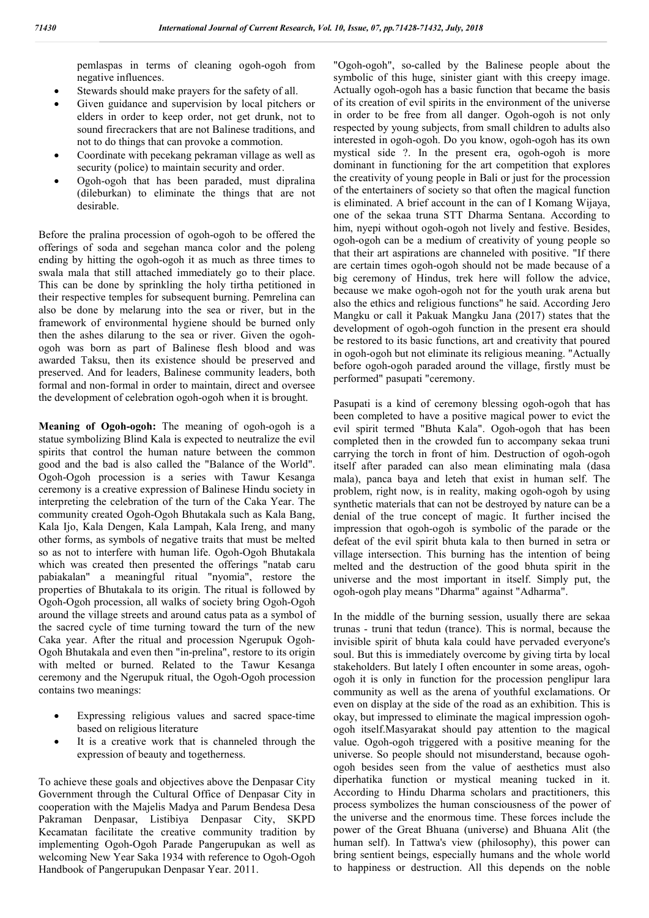pemlaspas in terms of cleaning ogoh-ogoh from negative influences.

- Stewards should make prayers for the safety of all.
- Given guidance and supervision by local pitchers or elders in order to keep order, not get drunk, not to sound firecrackers that are not Balinese traditions, and not to do things that can provoke a commotion.
- Coordinate with pecekang pekraman village as well as security (police) to maintain security and order.
- Ogoh-ogoh that has been paraded, must dipralina (dileburkan) to eliminate the things that are not desirable.

Before the pralina procession of ogoh-ogoh to be offered the offerings of soda and segehan manca color and the poleng ending by hitting the ogoh-ogoh it as much as three times to swala mala that still attached immediately go to their place. This can be done by sprinkling the holy tirtha petitioned in their respective temples for subsequent burning. Pemrelina can also be done by melarung into the sea or river, but in the framework of environmental hygiene should be burned only then the ashes dilarung to the sea or river. Given the ogoh-ogoh was born as part of Balinese flesh blood and was awarded Taksu, then its existence should be preserved and preserved. And for leaders, Balinese community leaders, both formal and non-formal in order to maintain, direct and oversee the development of celebration ogoh-ogoh when it is brought.

**Meaning of Ogoh-ogoh:** The meaning of ogoh-ogoh is a statue symbolizing Blind Kala is expected to neutralize the evil spirits that control the human nature between the common good and the bad is also called the "Balance of the World". Ogoh-Ogoh procession is a series with Tawur Kesanga ceremony is a creative expression of Balinese Hindu society in interpreting the celebration of the turn of the Caka Year. The community created Ogoh-Ogoh Bhutakala such as Kala Bang, Kala Ijo, Kala Dengen, Kala Lampah, Kala Ireng, and many other forms, as symbols of negative traits that must be melted so as not to interfere with human life. Ogoh-Ogoh Bhutakala which was created then presented the offerings "natab caru pabiakalan" a meaningful ritual "nyomia", restore the properties of Bhutakala to its origin. The ritual is followed by Ogoh-Ogoh procession, all walks of society bring Ogoh-Ogoh around the village streets and around catus pata as a symbol of the sacred cycle of time turning toward the turn of the new Caka year. After the ritual and procession Ngerupuk Ogoh-Ogoh Bhutakala and even then "in-prelina", restore to its origin with melted or burned. Related to the Tawur Kesanga ceremony and the Ngerupuk ritual, the Ogoh-Ogoh procession contains two meanings:

- Expressing religious values and sacred space-time based on religious literature
- It is a creative work that is channeled through the expression of beauty and togetherness.

To achieve these goals and objectives above the Denpasar City Government through the Cultural Office of Denpasar City in cooperation with the Majelis Madya and Parum Bendesa Desa Pakraman Denpasar, Listibiya Denpasar City, SKPD Kecamatan facilitate the creative community tradition by implementing Ogoh-Ogoh Parade Pangerupukan as well as welcoming New Year Saka 1934 with reference to Ogoh-Ogoh Handbook of Pangerupukan Denpasar Year. 2011.

"Ogoh-ogoh", so-called by the Balinese people about the symbolic of this huge, sinister giant with this creepy image. Actually ogoh-ogoh has a basic function that became the basis of its creation of evil spirits in the environment of the universe in order to be free from all danger. Ogoh-ogoh is not only respected by young subjects, from small children to adults also interested in ogoh-ogoh. Do you know, ogoh-ogoh has its own mystical side ?. In the present era, ogoh-ogoh is more dominant in functioning for the art competition that explores the creativity of young people in Bali or just for the procession of the entertainers of society so that often the magical function is eliminated. A brief account in the can of I Komang Wijaya, one of the sekaa truna STT Dharma Sentana. According to him, nyepi without ogoh-ogoh not lively and festive. Besides, ogoh-ogoh can be a medium of creativity of young people so that their art aspirations are channeled with positive. "If there are certain times ogoh-ogoh should not be made because of a big ceremony of Hindus, trek here will follow the advice, because we make ogoh-ogoh not for the youth urak arena but also the ethics and religious functions" he said. According Jero Mangku or call it Pakuak Mangku Jana (2017) states that the development of ogoh-ogoh function in the present era should be restored to its basic functions, art and creativity that poured in ogoh-ogoh but not eliminate its religious meaning. "Actually before ogoh-ogoh paraded around the village, firstly must be performed" pasupati "ceremony.

Pasupati is a kind of ceremony blessing ogoh-ogoh that has been completed to have a positive magical power to evict the evil spirit termed "Bhuta Kala". Ogoh-ogoh that has been completed then in the crowded fun to accompany sekaa truni carrying the torch in front of him. Destruction of ogoh-ogoh itself after paraded can also mean eliminating mala (dasa mala), panca baya and leteh that exist in human self. The problem, right now, is in reality, making ogoh-ogoh by using synthetic materials that can not be destroyed by nature can be a denial of the true concept of magic. It further incised the impression that ogoh-ogoh is symbolic of the parade or the defeat of the evil spirit bhuta kala to then burned in setra or village intersection. This burning has the intention of being melted and the destruction of the good bhuta spirit in the universe and the most important in itself. Simply put, the ogoh-ogoh play means "Dharma" against "Adharma".

In the middle of the burning session, usually there are sekaa trunas - truni that tedun (trance). This is normal, because the invisible spirit of bhuta kala could have pervaded everyone's soul. But this is immediately overcome by giving tirta by local stakeholders. But lately I often encounter in some areas, ogoh-ogoh it is only in function for the procession penglipur lara community as well as the arena of youthful exclamations. Or even on display at the side of the road as an exhibition. This is okay, but impressed to eliminate the magical impression ogoh-ogoh itself.Masyarakat should pay attention to the magical value. Ogoh-ogoh triggered with a positive meaning for the universe. So people should not misunderstand, because ogoh-ogoh besides seen from the value of aesthetics must also diperhatika function or mystical meaning tucked in it. According to Hindu Dharma scholars and practitioners, this process symbolizes the human consciousness of the power of the universe and the enormous time. These forces include the power of the Great Bhuana (universe) and Bhuana Alit (the human self). In Tattwa's view (philosophy), this power can bring sentient beings, especially humans and the whole world to happiness or destruction. All this depends on the noble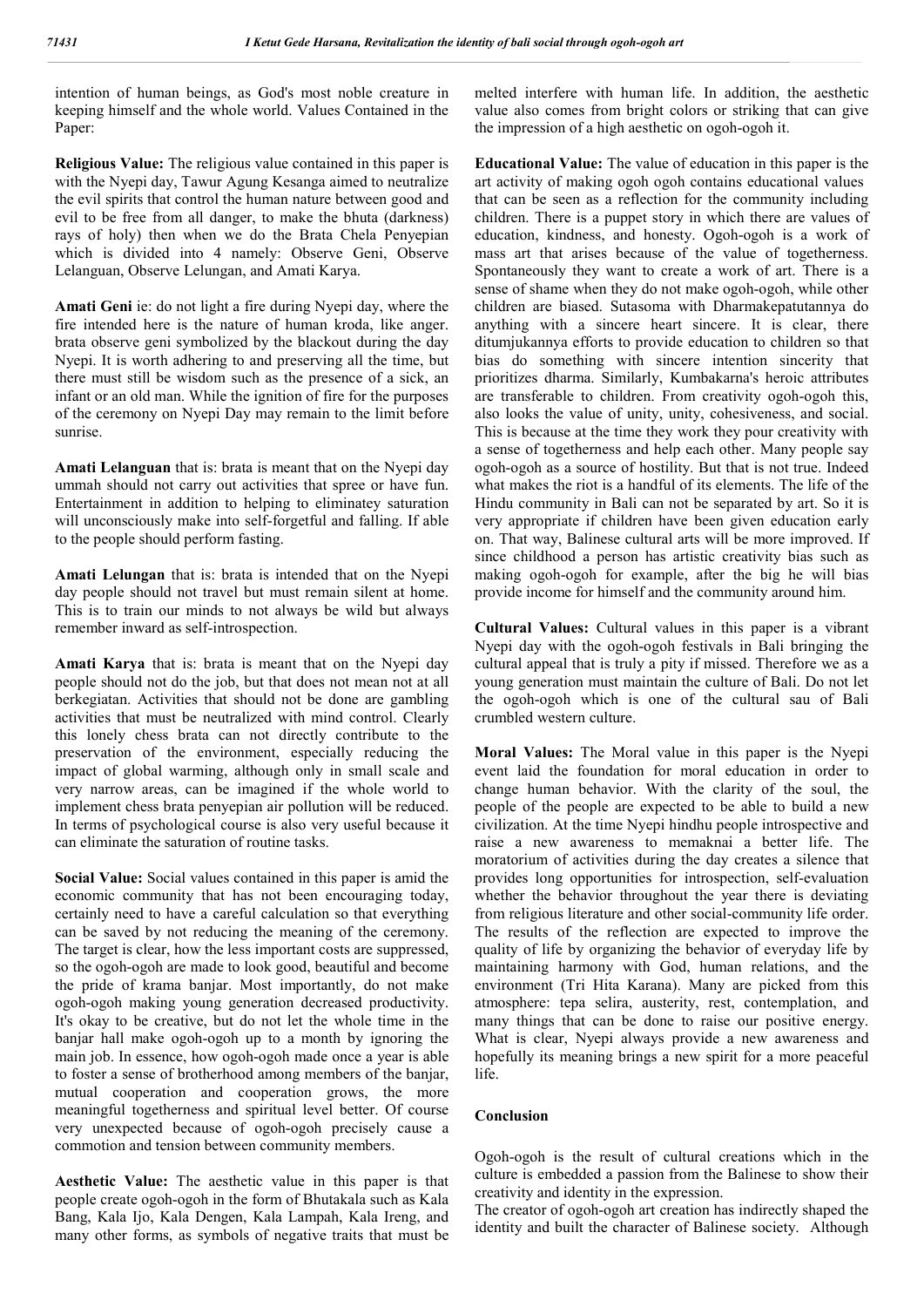intention of human beings, as God's most noble creature in keeping himself and the whole world. Values Contained in the Paper:

**Religious Value:** The religious value contained in this paper is with the Nyepi day, Tawur Agung Kesanga aimed to neutralize the evil spirits that control the human nature between good and evil to be free from all danger, to make the bhuta (darkness) rays of holy) then when we do the Brata Chela Penyepian which is divided into 4 namely: Observe Geni, Observe Lelanguan, Observe Lelungan, and Amati Karya.

**Amati Geni** ie: do not light a fire during Nyepi day, where the fire intended here is the nature of human kroda, like anger. brata observe geni symbolized by the blackout during the day Nyepi. It is worth adhering to and preserving all the time, but there must still be wisdom such as the presence of a sick, an infant or an old man. While the ignition of fire for the purposes of the ceremony on Nyepi Day may remain to the limit before sunrise.

**Amati Lelanguan** that is: brata is meant that on the Nyepi day ummah should not carry out activities that spree or have fun. Entertainment in addition to helping to eliminatey saturation will unconsciously make into self-forgetful and falling. If able to the people should perform fasting.

**Amati Lelungan** that is: brata is intended that on the Nyepi day people should not travel but must remain silent at home. This is to train our minds to not always be wild but always remember inward as self-introspection.

**Amati Karya** that is: brata is meant that on the Nyepi day people should not do the job, but that does not mean not at all berkegiatan. Activities that should not be done are gambling activities that must be neutralized with mind control. Clearly this lonely chess brata can not directly contribute to the preservation of the environment, especially reducing the impact of global warming, although only in small scale and very narrow areas, can be imagined if the whole world to implement chess brata penyepian air pollution will be reduced. In terms of psychological course is also very useful because it can eliminate the saturation of routine tasks.

**Social Value:** Social values contained in this paper is amid the economic community that has not been encouraging today, certainly need to have a careful calculation so that everything can be saved by not reducing the meaning of the ceremony. The target is clear, how the less important costs are suppressed, so the ogoh-ogoh are made to look good, beautiful and become the pride of krama banjar. Most importantly, do not make ogoh-ogoh making young generation decreased productivity. It's okay to be creative, but do not let the whole time in the banjar hall make ogoh-ogoh up to a month by ignoring the main job. In essence, how ogoh-ogoh made once a year is able to foster a sense of brotherhood among members of the banjar, mutual cooperation and cooperation grows, the more meaningful togetherness and spiritual level better. Of course very unexpected because of ogoh-ogoh precisely cause a commotion and tension between community members.

**Aesthetic Value:** The aesthetic value in this paper is that people create ogoh-ogoh in the form of Bhutakala such as Kala Bang, Kala Ijo, Kala Dengen, Kala Lampah, Kala Ireng, and many other forms, as symbols of negative traits that must be melted interfere with human life. In addition, the aesthetic value also comes from bright colors or striking that can give the impression of a high aesthetic on ogoh-ogoh it.

**Educational Value:** The value of education in this paper is the art activity of making ogoh ogoh contains educational values that can be seen as a reflection for the community including children. There is a puppet story in which there are values of education, kindness, and honesty. Ogoh-ogoh is a work of mass art that arises because of the value of togetherness. Spontaneously they want to create a work of art. There is a sense of shame when they do not make ogoh-ogoh, while other children are biased. Sutasoma with Dharmakepatutannya do anything with a sincere heart sincere. It is clear, there ditumjukannya efforts to provide education to children so that bias do something with sincere intention sincerity that prioritizes dharma. Similarly, Kumbakarna's heroic attributes are transferable to children. From creativity ogoh-ogoh this, also looks the value of unity, unity, cohesiveness, and social. This is because at the time they work they pour creativity with a sense of togetherness and help each other. Many people say ogoh-ogoh as a source of hostility. But that is not true. Indeed what makes the riot is a handful of its elements. The life of the Hindu community in Bali can not be separated by art. So it is very appropriate if children have been given education early on. That way, Balinese cultural arts will be more improved. If since childhood a person has artistic creativity bias such as making ogoh-ogoh for example, after the big he will bias provide income for himself and the community around him.

**Cultural Values:** Cultural values in this paper is a vibrant Nyepi day with the ogoh-ogoh festivals in Bali bringing the cultural appeal that is truly a pity if missed. Therefore we as a young generation must maintain the culture of Bali. Do not let the ogoh-ogoh which is one of the cultural sau of Bali crumbled western culture.

**Moral Values:** The Moral value in this paper is the Nyepi event laid the foundation for moral education in order to change human behavior. With the clarity of the soul, the people of the people are expected to be able to build a new civilization. At the time Nyepi hindhu people introspective and raise a new awareness to memaknai a better life. The moratorium of activities during the day creates a silence that provides long opportunities for introspection, self-evaluation whether the behavior throughout the year there is deviating from religious literature and other social-community life order. The results of the reflection are expected to improve the quality of life by organizing the behavior of everyday life by maintaining harmony with God, human relations, and the environment (Tri Hita Karana). Many are picked from this atmosphere: tepa selira, austerity, rest, contemplation, and many things that can be done to raise our positive energy. What is clear, Nyepi always provide a new awareness and hopefully its meaning brings a new spirit for a more peaceful life.

## Conclusion

Ogoh-ogoh is the result of cultural creations which in the culture is embedded a passion from the Balinese to show their creativity and identity in the expression.

The creator of ogoh-ogoh art creation has indirectly shaped the identity and built the character of Balinese society. Although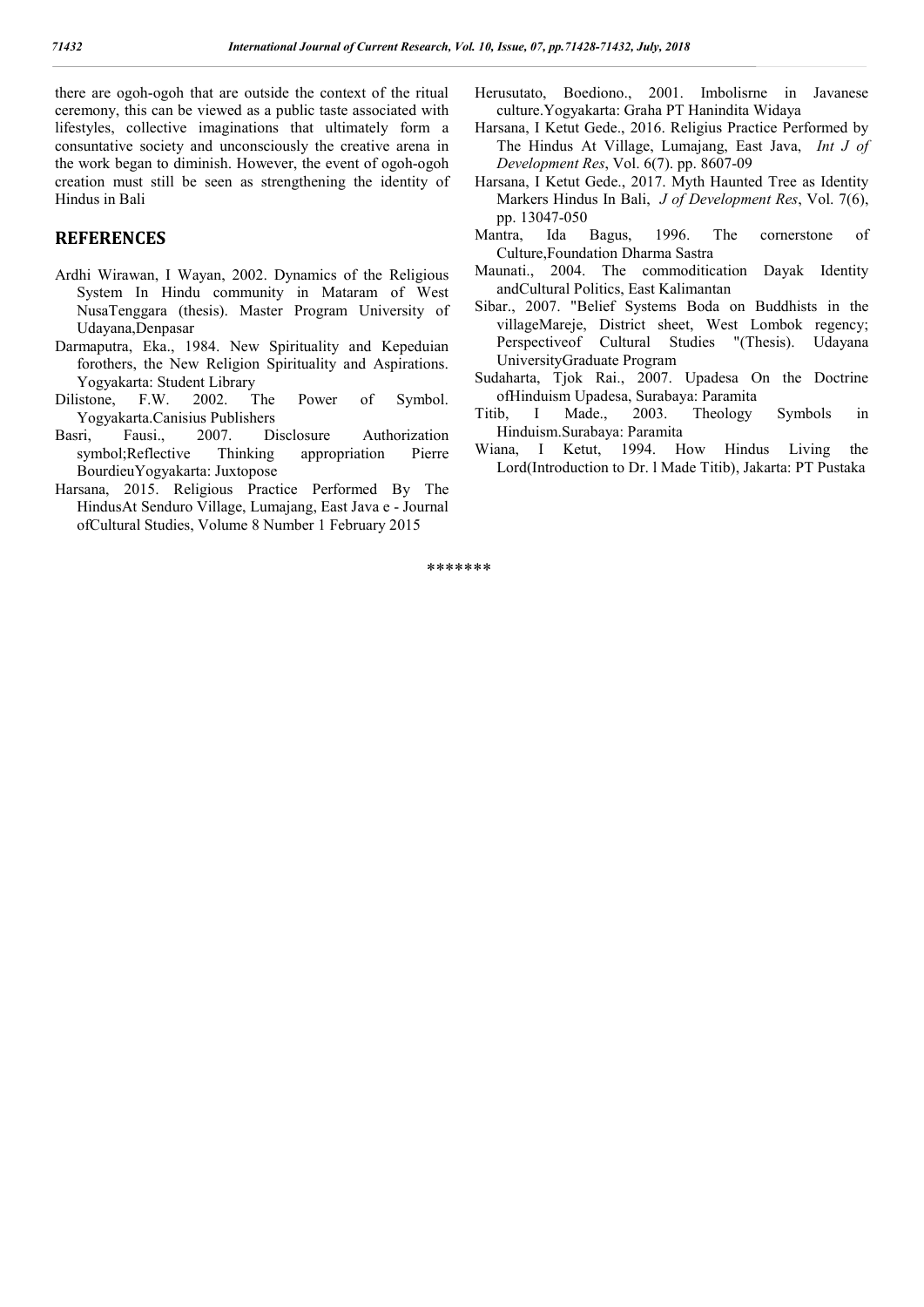there are ogoh-ogoh that are outside the context of the ritual ceremony, this can be viewed as a public taste associated with lifestyles, collective imaginations that ultimately form a consuntative society and unconsciously the creative arena in the work began to diminish. However, the event of ogoh-ogoh creation must still be seen as strengthening the identity of Hindus in Bali

## REFERENCES

Ardhi Wirawan, I Wayan, 2002. Dynamics of the Religious System In Hindu community in Mataram of West NusaTenggara (thesis). Master Program University of Udayana,Denpasar

Darmaputra, Eka., 1984. New Spirituality and Kepeduian forothers, the New Religion Spirituality and Aspirations. Yogyakarta: Student Library

Dilistone, F.W. 2002. The Power of Symbol. Yogyakarta.Canisius Publishers

Basri, Fausi., 2007. Disclosure Authorization symbol;Reflective Thinking appropriation Pierre BourdieuYogyakarta: Juxtopose

Harsana, 2015. Religious Practice Performed By The HindusAt Senduro Village, Lumajang, East Java e - Journal ofCultural Studies, Volume 8 Number 1 February 2015

Herusutato, Boediono., 2001. Imbolisrne in Javanese culture.Yogyakarta: Graha PT Hanindita Widaya

Harsana, I Ketut Gede., 2016. Religius Practice Performed by The Hindus At Village, Lumajang, East Java, *Int J of Development Res*, Vol. 6(7). pp. 8607-09

Harsana, I Ketut Gede., 2017. Myth Haunted Tree as Identity Markers Hindus In Bali, *J of Development Res*, Vol. 7(6), pp. 13047-050

Mantra, Ida Bagus, 1996. The cornerstone of Culture,Foundation Dharma Sastra

Maunati., 2004. The commoditication Dayak Identity andCultural Politics, East Kalimantan

Sibar., 2007. "Belief Systems Boda on Buddhists in the villageMareje, District sheet, West Lombok regency; Perspectiveof Cultural Studies "(Thesis). Udayana UniversityGraduate Program

Sudaharta, Tjok Rai., 2007. Upadesa On the Doctrine ofHinduism Upadesa, Surabaya: Paramita

Titib, I Made., 2003. Theology Symbols in Hinduism.Surabaya: Paramita

Wiana, I Ketut, 1994. How Hindus Living the Lord(Introduction to Dr. l Made Titib), Jakarta: PT Pustaka

\*\*\*\*\*\*\*